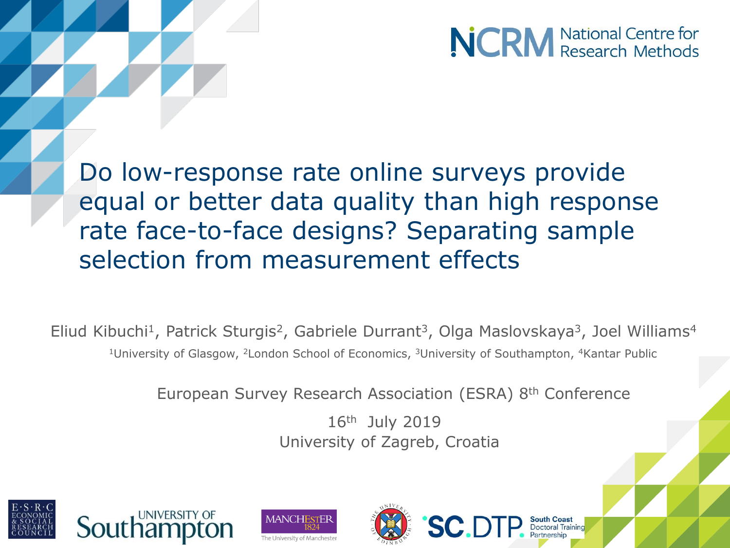NCRM National Centre for Research Methods

# Do low-response rate online surveys provide equal or better data quality than high response rate face-to-face designs? Separating sample selection from measurement effects

Eliud Kibuchi[1], Patrick Sturgis[2], Gabriele Durrant[3], Olga Maslovskaya[3], Joel Williams[4]

[1]University of Glasgow, [2]London School of Economics, [3]University of Southampton, [4]Kantar Public

European Survey Research Association (ESRA) 8th Conference

16th July 2019

University of Zagreb, Croatia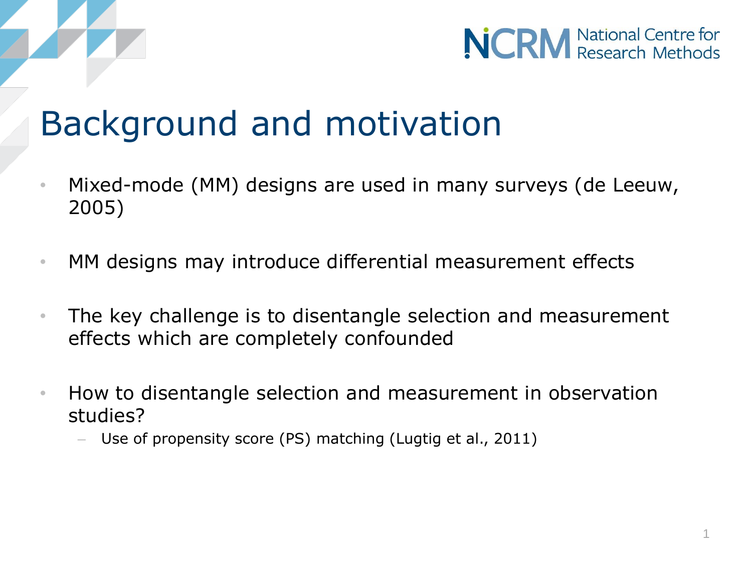# Background and motivation

- Mixed-mode (MM) designs are used in many surveys (de Leeuw, 2005)
- MM designs may introduce differential measurement effects
- The key challenge is to disentangle selection and measurement effects which are completely confounded
- How to disentangle selection and measurement in observation studies?
  - Use of propensity score (PS) matching (Lugtig et al., 2011)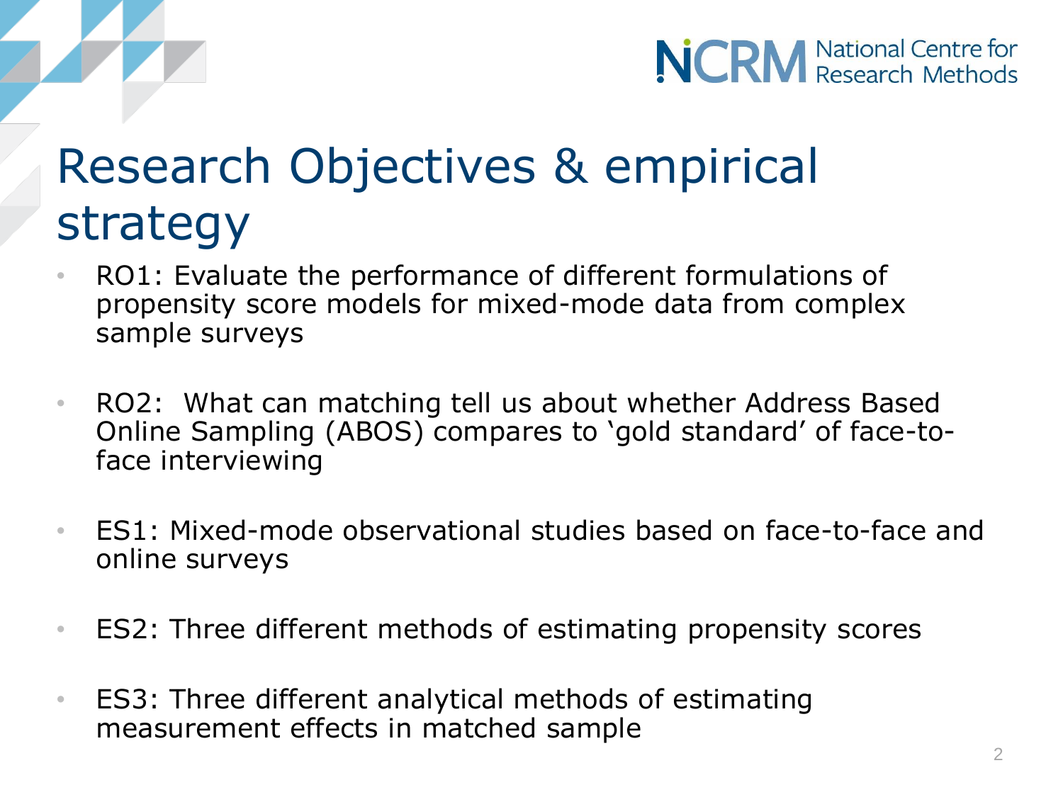# Research Objectives & empirical strategy

- RO1: Evaluate the performance of different formulations of propensity score models for mixed-mode data from complex sample surveys
- RO2: What can matching tell us about whether Address Based Online Sampling (ABOS) compares to 'gold standard' of face-to-face interviewing
- ES1: Mixed-mode observational studies based on face-to-face and online surveys
- ES2: Three different methods of estimating propensity scores
- ES3: Three different analytical methods of estimating measurement effects in matched sample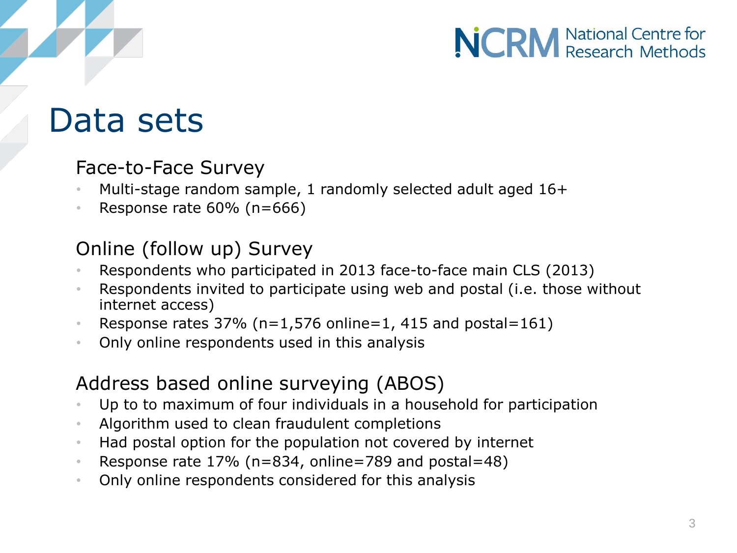# Data sets

## Face-to-Face Survey

- Multi-stage random sample, 1 randomly selected adult aged 16+
- Response rate 60% (n=666)

## Online (follow up) Survey

- Respondents who participated in 2013 face-to-face main CLS (2013)
- Respondents invited to participate using web and postal (i.e. those without internet access)
- Response rates 37% (n=1,576 online=1, 415 and postal=161)
- Only online respondents used in this analysis

## Address based online surveying (ABOS)

- Up to to maximum of four individuals in a household for participation
- Algorithm used to clean fraudulent completions
- Had postal option for the population not covered by internet
- Response rate 17% (n=834, online=789 and postal=48)
- Only online respondents considered for this analysis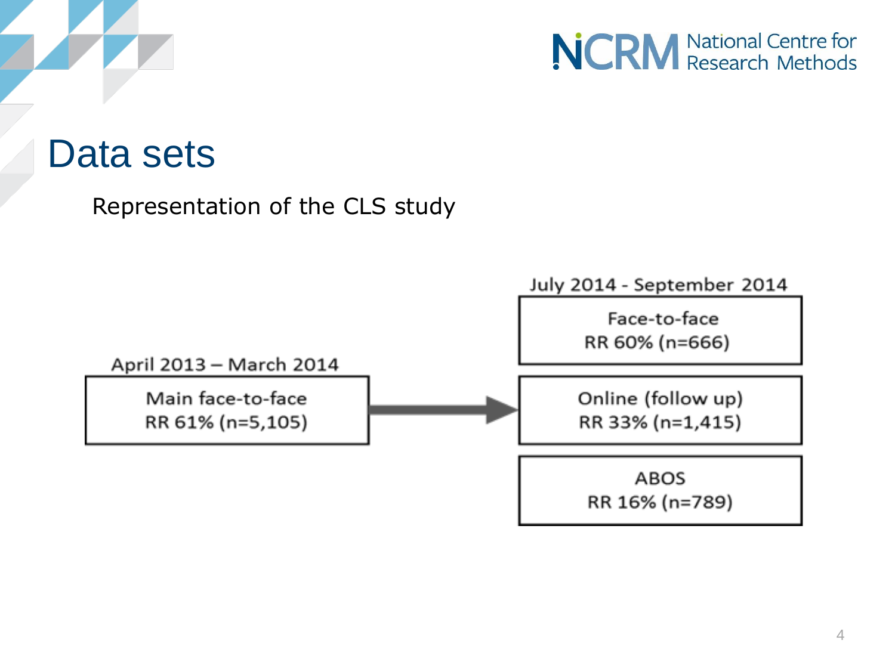# Data sets

Representation of the CLS study

April 2013 – March 2014

Main face-to-face
RR 61% (n=5,105)

July 2014 - September 2014

Face-to-face
RR 60% (n=666)

Online (follow up)
RR 33% (n=1,415)

ABOS
RR 16% (n=789)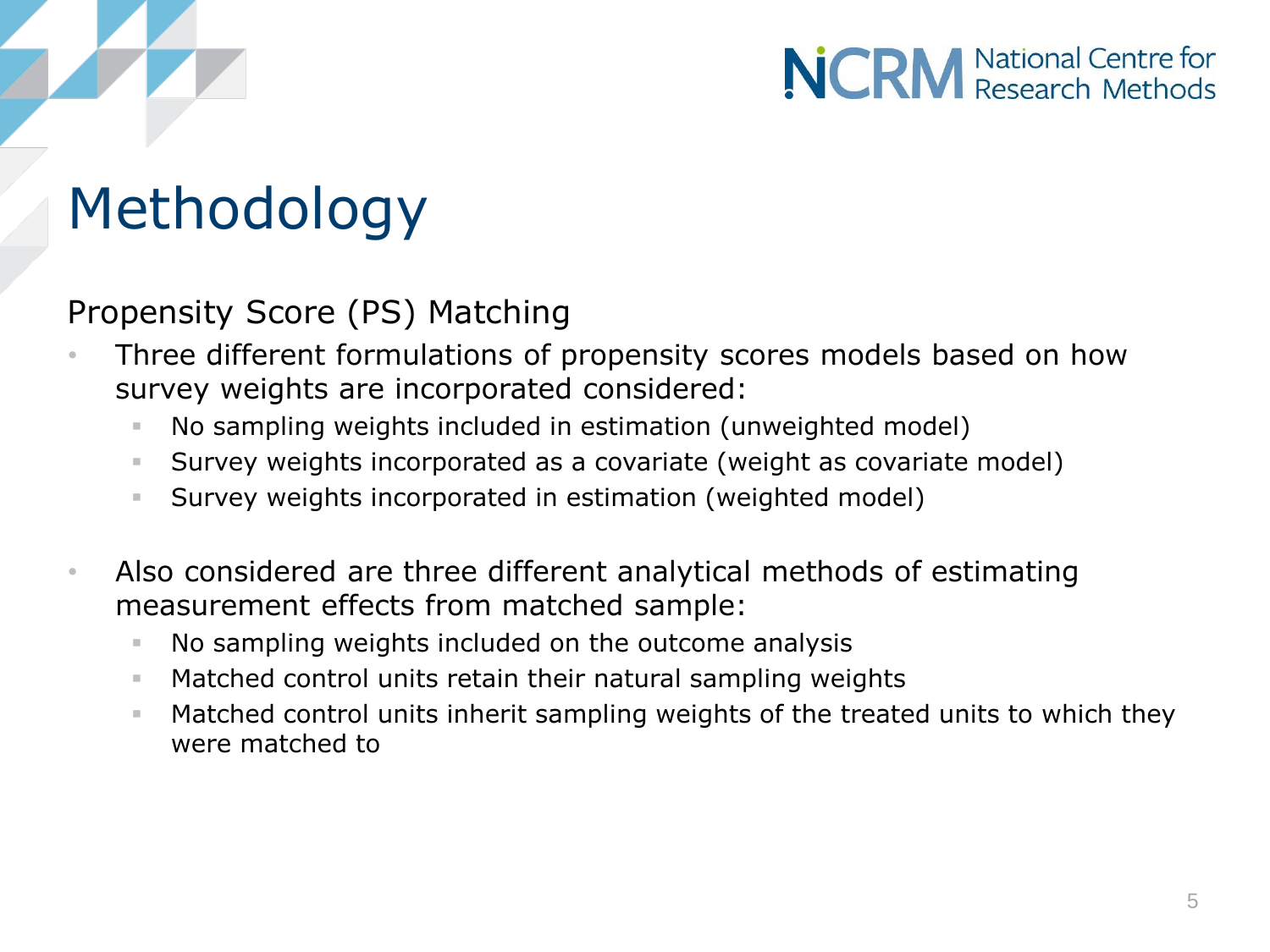# Methodology

## Propensity Score (PS) Matching

- Three different formulations of propensity scores models based on how survey weights are incorporated considered:
  - No sampling weights included in estimation (unweighted model)
  - Survey weights incorporated as a covariate (weight as covariate model)
  - Survey weights incorporated in estimation (weighted model)

- Also considered are three different analytical methods of estimating measurement effects from matched sample:
  - No sampling weights included on the outcome analysis
  - Matched control units retain their natural sampling weights
  - Matched control units inherit sampling weights of the treated units to which they were matched to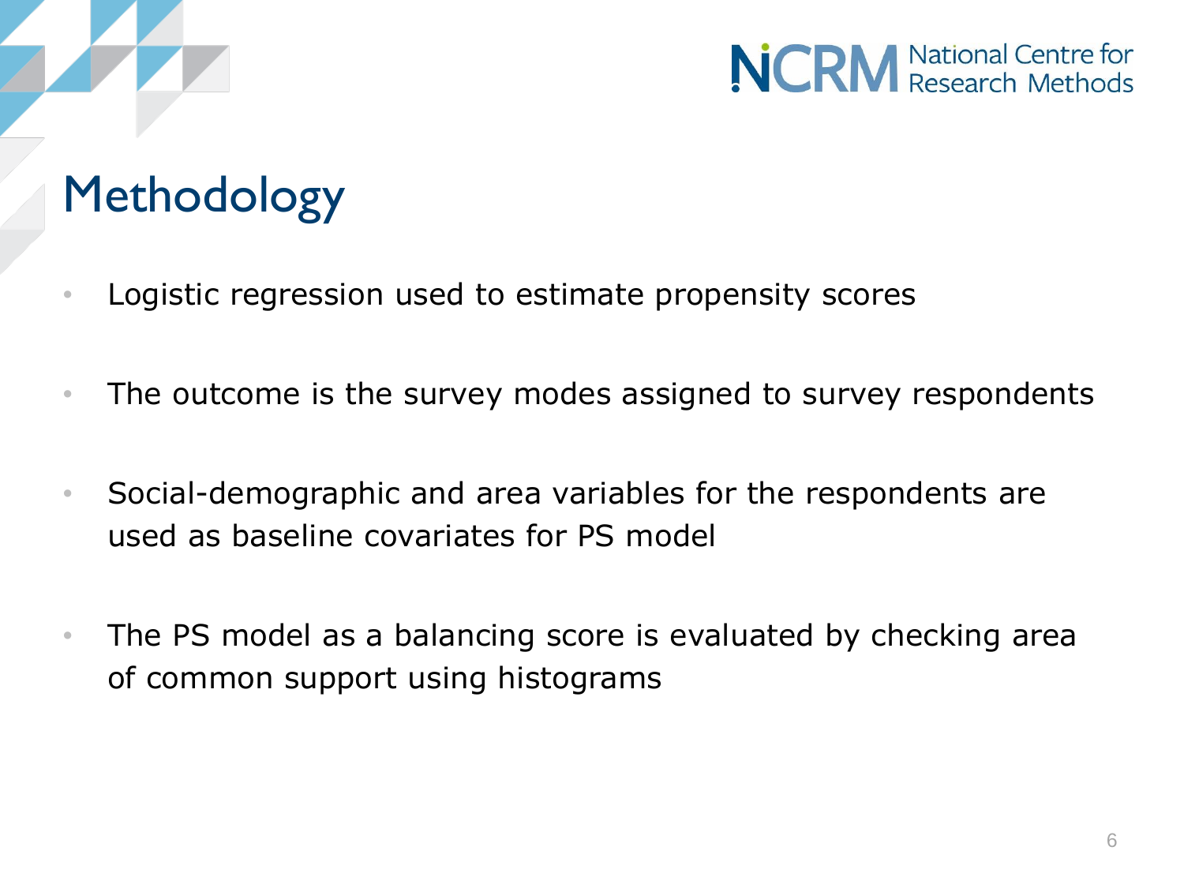# Methodology

- Logistic regression used to estimate propensity scores
- The outcome is the survey modes assigned to survey respondents
- Social-demographic and area variables for the respondents are used as baseline covariates for PS model
- The PS model as a balancing score is evaluated by checking area of common support using histograms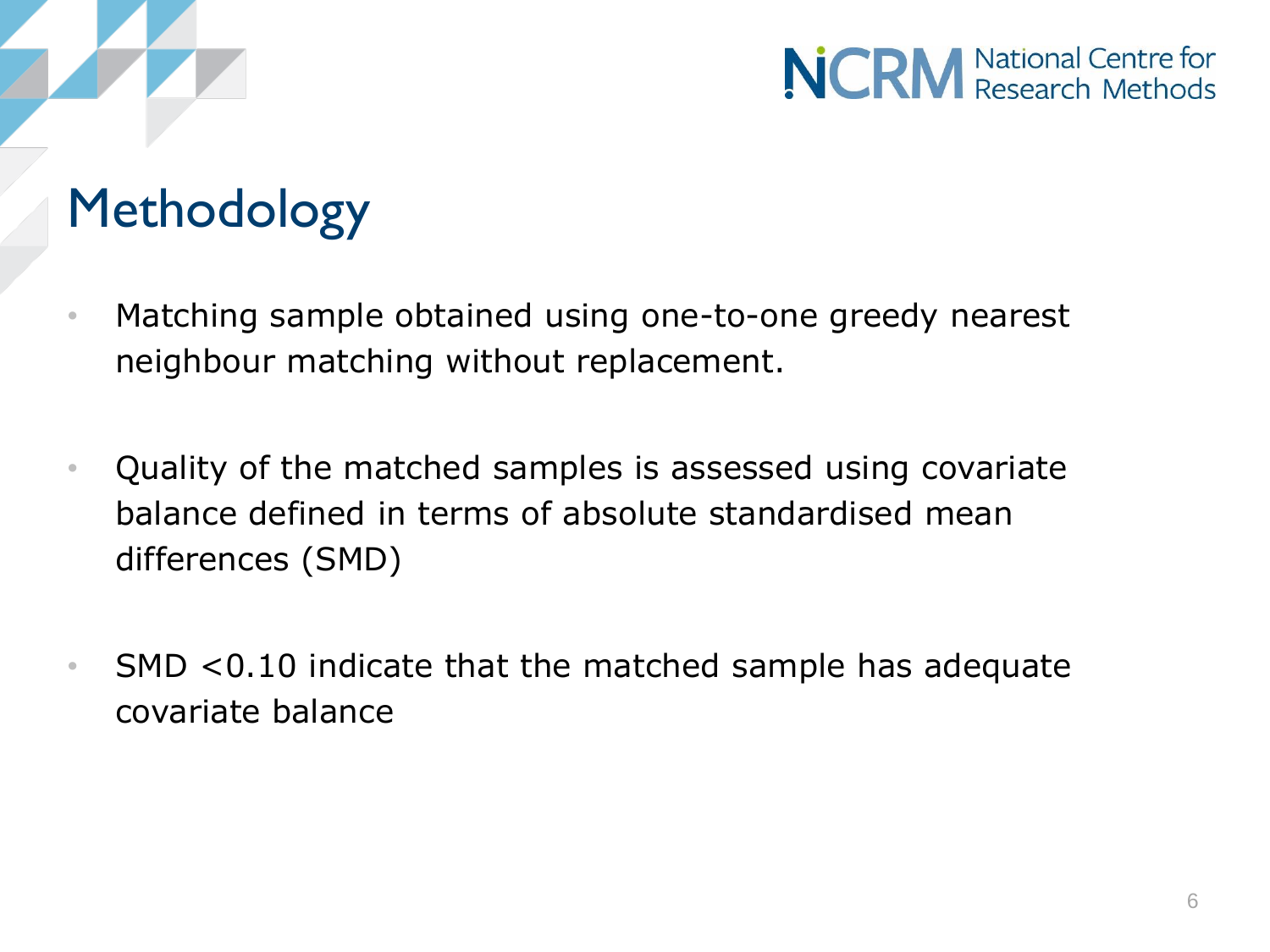# Methodology

- Matching sample obtained using one-to-one greedy nearest neighbour matching without replacement.
- Quality of the matched samples is assessed using covariate balance defined in terms of absolute standardised mean differences (SMD)
- SMD <0.10 indicate that the matched sample has adequate covariate balance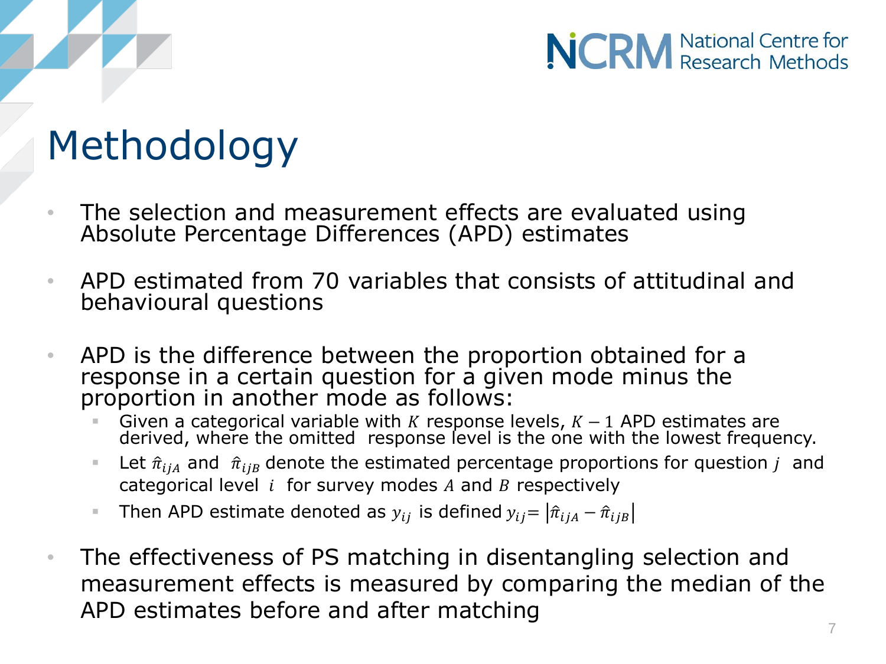# Methodology

- The selection and measurement effects are evaluated using Absolute Percentage Differences (APD) estimates
- APD estimated from 70 variables that consists of attitudinal and behavioural questions
- APD is the difference between the proportion obtained for a response in a certain question for a given mode minus the proportion in another mode as follows:
  - Given a categorical variable with $K$ response levels, $K-1$ APD estimates are derived, where the omitted response level is the one with the lowest frequency.
  - Let $\hat{\pi}_{ijA}$ and $\hat{\pi}_{ijB}$ denote the estimated percentage proportions for question $j$ and categorical level $i$ for survey modes $A$ and $B$ respectively
  - Then APD estimate denoted as $y_{ij}$ is defined $y_{ij} = |\hat{\pi}_{ijA} - \hat{\pi}_{ijB}|$
- The effectiveness of PS matching in disentangling selection and measurement effects is measured by comparing the median of the APD estimates before and after matching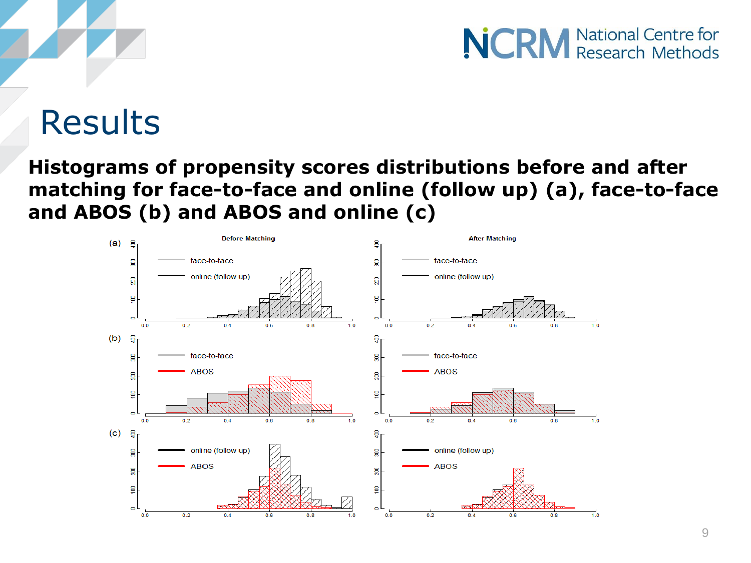# Results

**Histograms of propensity scores distributions before and after matching for face-to-face and online (follow up) (a), face-to-face and ABOS (b) and ABOS and online (c)**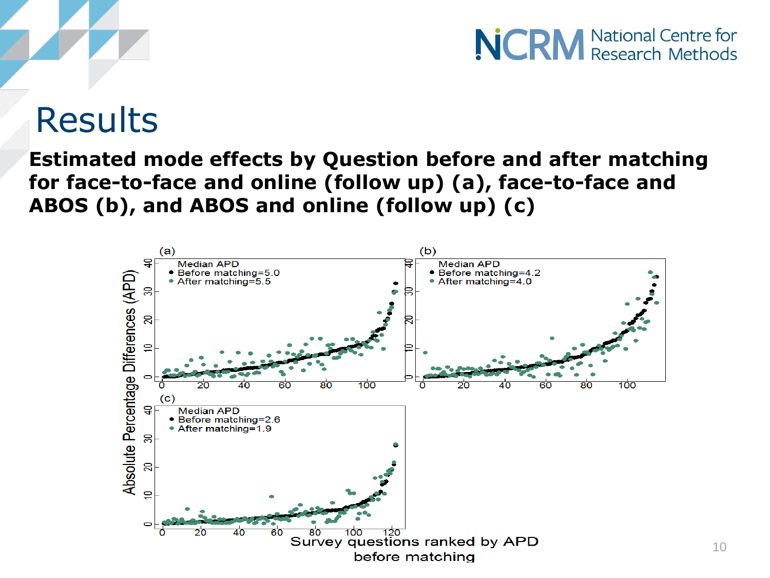# Results

**Estimated mode effects by Question before and after matching for face-to-face and online (follow up) (a), face-to-face and ABOS (b), and ABOS and online (follow up) (c)**

(a)
Median APD
Before matching=5.0
After matching=5.5

(b)
Median APD
Before matching=4.2
After matching=4.0

(c)
Median APD
Before matching=2.6
After matching=1.9

Absolute Percentage Differences (APD)

Survey questions ranked by APD before matching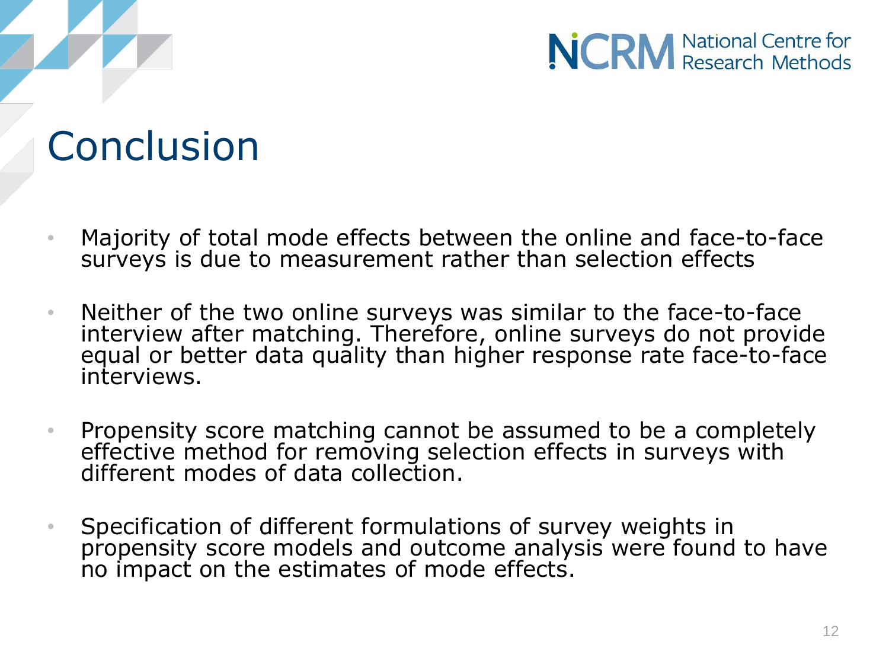# Conclusion

- Majority of total mode effects between the online and face-to-face surveys is due to measurement rather than selection effects
- Neither of the two online surveys was similar to the face-to-face interview after matching. Therefore, online surveys do not provide equal or better data quality than higher response rate face-to-face interviews.
- Propensity score matching cannot be assumed to be a completely effective method for removing selection effects in surveys with different modes of data collection.
- Specification of different formulations of survey weights in propensity score models and outcome analysis were found to have no impact on the estimates of mode effects.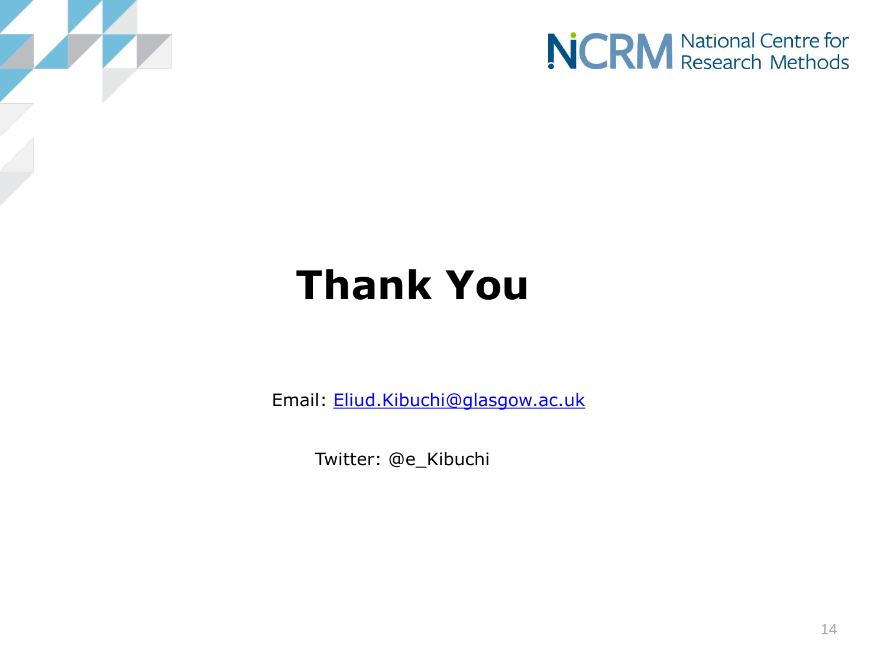NCRM National Centre for Research Methods

# Thank You

Email: Eliud.Kibuchi@glasgow.ac.uk

Twitter: @e_Kibuchi